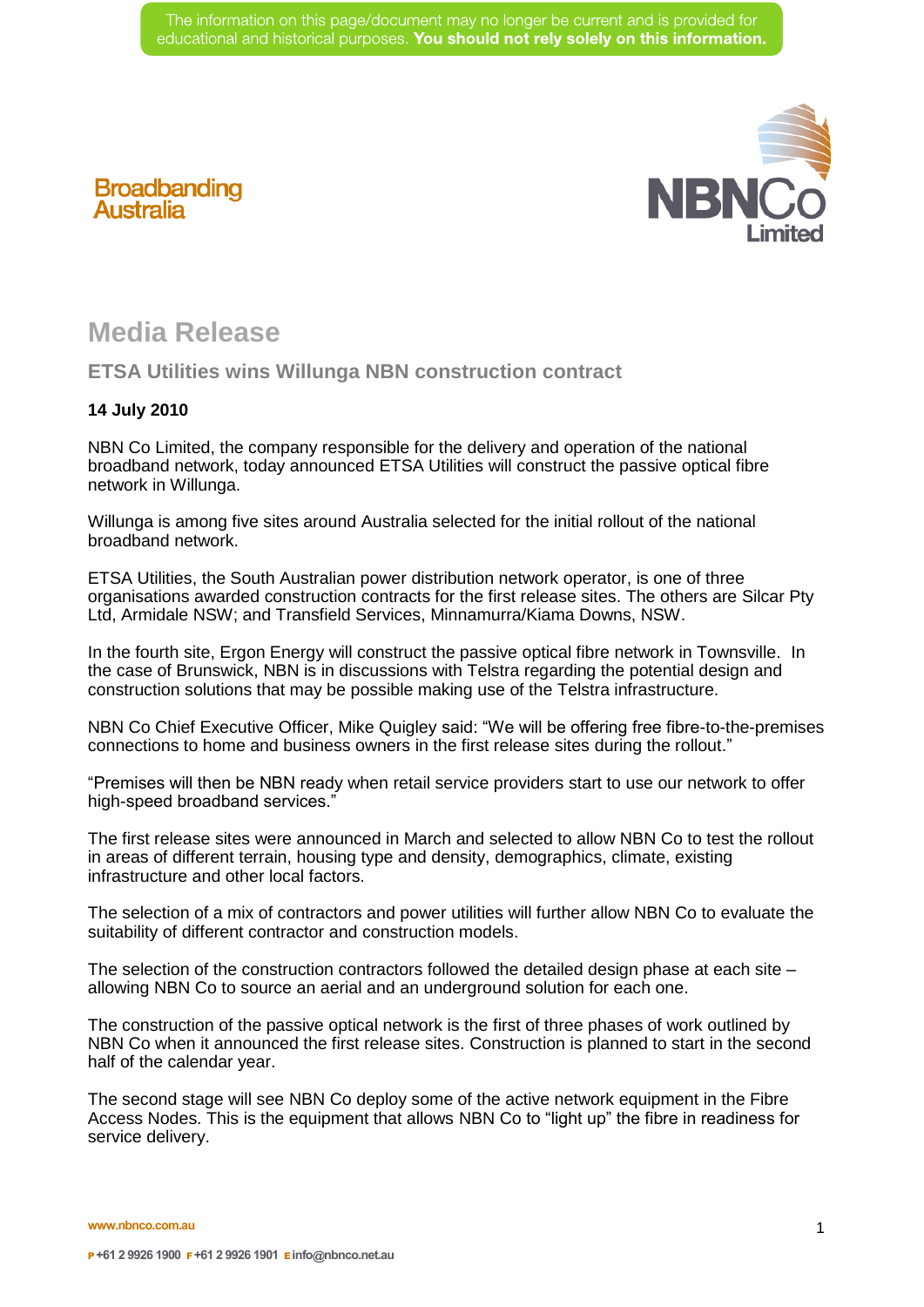The information on this page/document may no longer be current and is provided for educational and historical purposes. **You should not rely solely on this information.**

Broadbanding Australia

NBNCo Limited

# Media Release

## ETSA Utilities wins Willunga NBN construction contract

**14 July 2010**

NBN Co Limited, the company responsible for the delivery and operation of the national broadband network, today announced ETSA Utilities will construct the passive optical fibre network in Willunga.

Willunga is among five sites around Australia selected for the initial rollout of the national broadband network.

ETSA Utilities, the South Australian power distribution network operator, is one of three organisations awarded construction contracts for the first release sites. The others are Silcar Pty Ltd, Armidale NSW; and Transfield Services, Minnamurra/Kiama Downs, NSW.

In the fourth site, Ergon Energy will construct the passive optical fibre network in Townsville. In the case of Brunswick, NBN is in discussions with Telstra regarding the potential design and construction solutions that may be possible making use of the Telstra infrastructure.

NBN Co Chief Executive Officer, Mike Quigley said: "We will be offering free fibre-to-the-premises connections to home and business owners in the first release sites during the rollout."

"Premises will then be NBN ready when retail service providers start to use our network to offer high-speed broadband services."

The first release sites were announced in March and selected to allow NBN Co to test the rollout in areas of different terrain, housing type and density, demographics, climate, existing infrastructure and other local factors.

The selection of a mix of contractors and power utilities will further allow NBN Co to evaluate the suitability of different contractor and construction models.

The selection of the construction contractors followed the detailed design phase at each site – allowing NBN Co to source an aerial and an underground solution for each one.

The construction of the passive optical network is the first of three phases of work outlined by NBN Co when it announced the first release sites. Construction is planned to start in the second half of the calendar year.

The second stage will see NBN Co deploy some of the active network equipment in the Fibre Access Nodes. This is the equipment that allows NBN Co to "light up" the fibre in readiness for service delivery.

www.nbnco.com.au

P +61 2 9926 1900 F +61 2 9926 1901 E info@nbnco.net.au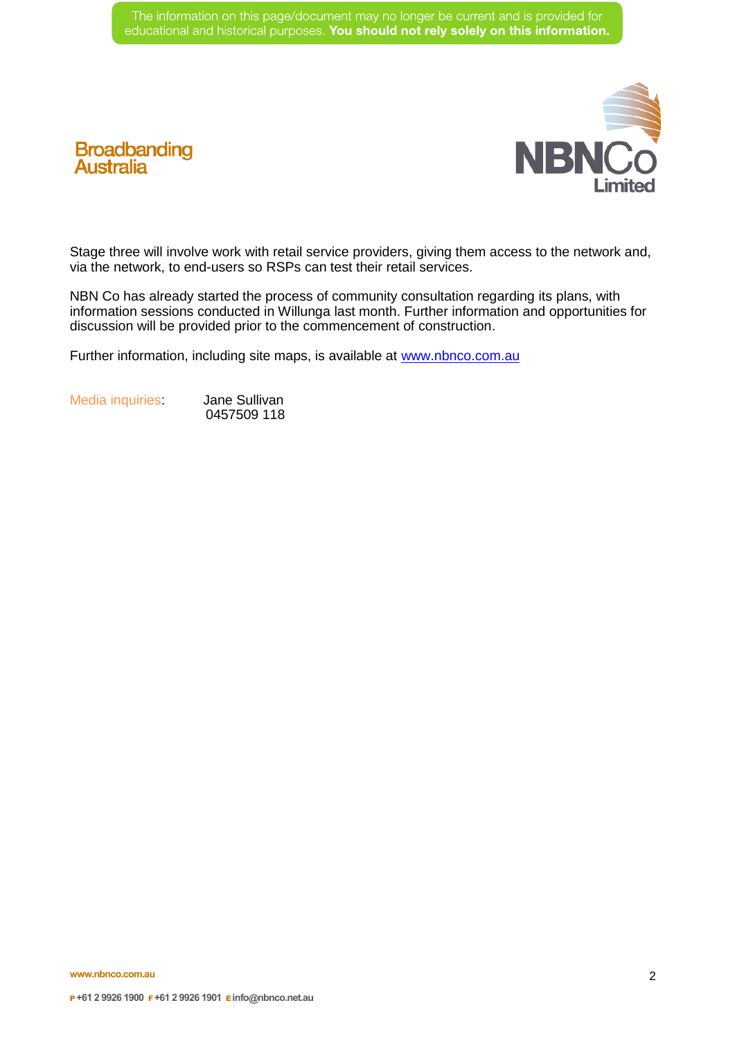Stage three will involve work with retail service providers, giving them access to the network and, via the network, to end-users so RSPs can test their retail services.

NBN Co has already started the process of community consultation regarding its plans, with information sessions conducted in Willunga last month. Further information and opportunities for discussion will be provided prior to the commencement of construction.

Further information, including site maps, is available at www.nbnco.com.au

Media inquiries: Jane Sullivan
0457509 118